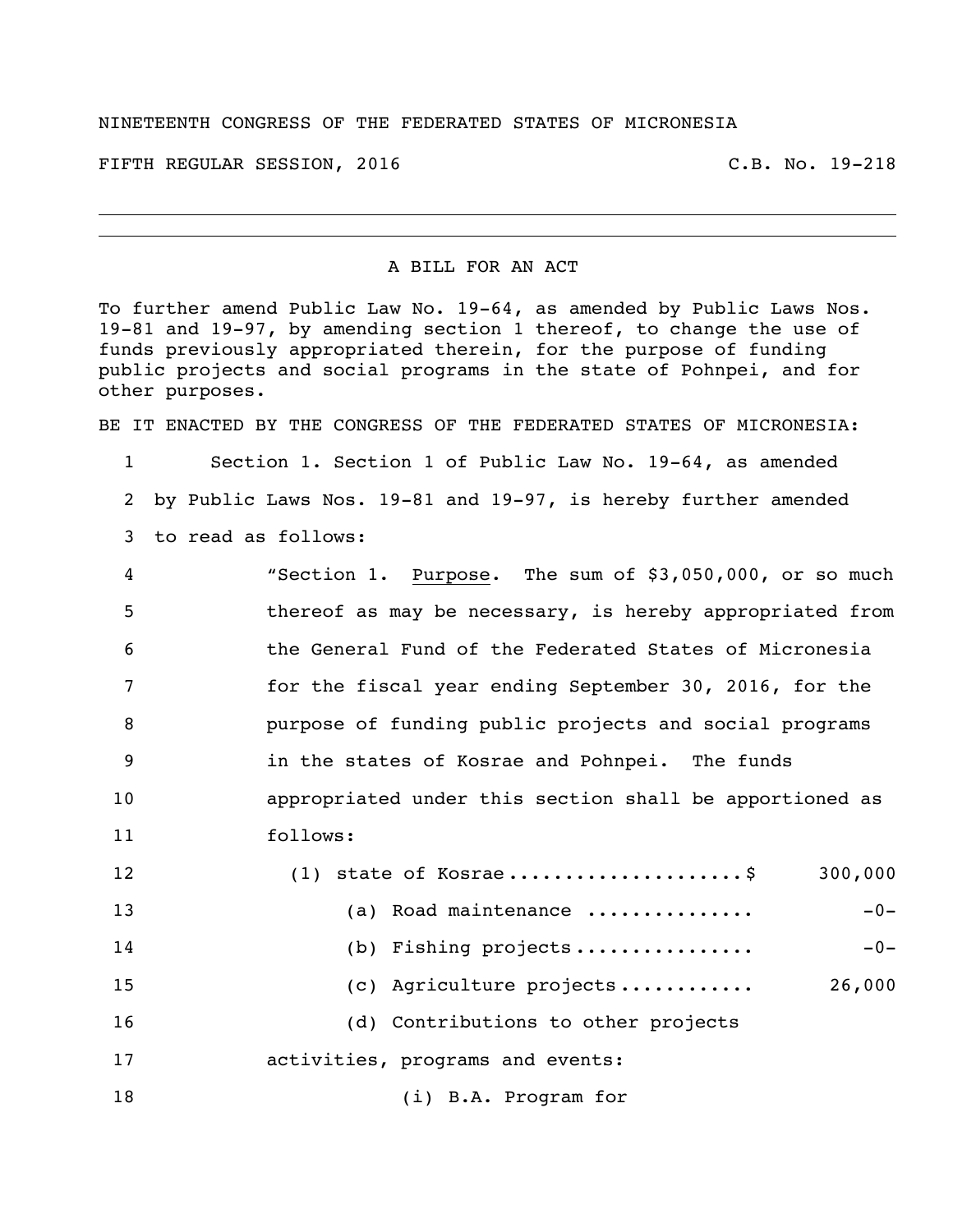NINETEENTH CONGRESS OF THE FEDERATED STATES OF MICRONESIA

FIFTH REGULAR SESSION, 2016 C.B. No. 19-218

---

A BILL FOR AN ACT

To further amend Public Law No. 19-64, as amended by Public Laws Nos. 19-81 and 19-97, by amending section 1 thereof, to change the use of funds previously appropriated therein, for the purpose of funding public projects and social programs in the state of Pohnpei, and for other purposes.

BE IT ENACTED BY THE CONGRESS OF THE FEDERATED STATES OF MICRONESIA:

1 Section 1. Section 1 of Public Law No. 19-64, as amended
2 by Public Laws Nos. 19-81 and 19-97, is hereby further amended
3 to read as follows:

4 "Section 1. Purpose. The sum of $3,050,000, or so much
5 thereof as may be necessary, is hereby appropriated from
6 the General Fund of the Federated States of Micronesia
7 for the fiscal year ending September 30, 2016, for the
8 purpose of funding public projects and social programs
9 in the states of Kosrae and Pohnpei. The funds
10 appropriated under this section shall be apportioned as
11 follows:

12 (1) state of Kosrae....................$ 300,000
13 (a) Road maintenance .............. -0-
14 (b) Fishing projects............... -0-
15 (c) Agriculture projects........... 26,000
16 (d) Contributions to other projects
17 activities, programs and events:
18 (i) B.A. Program for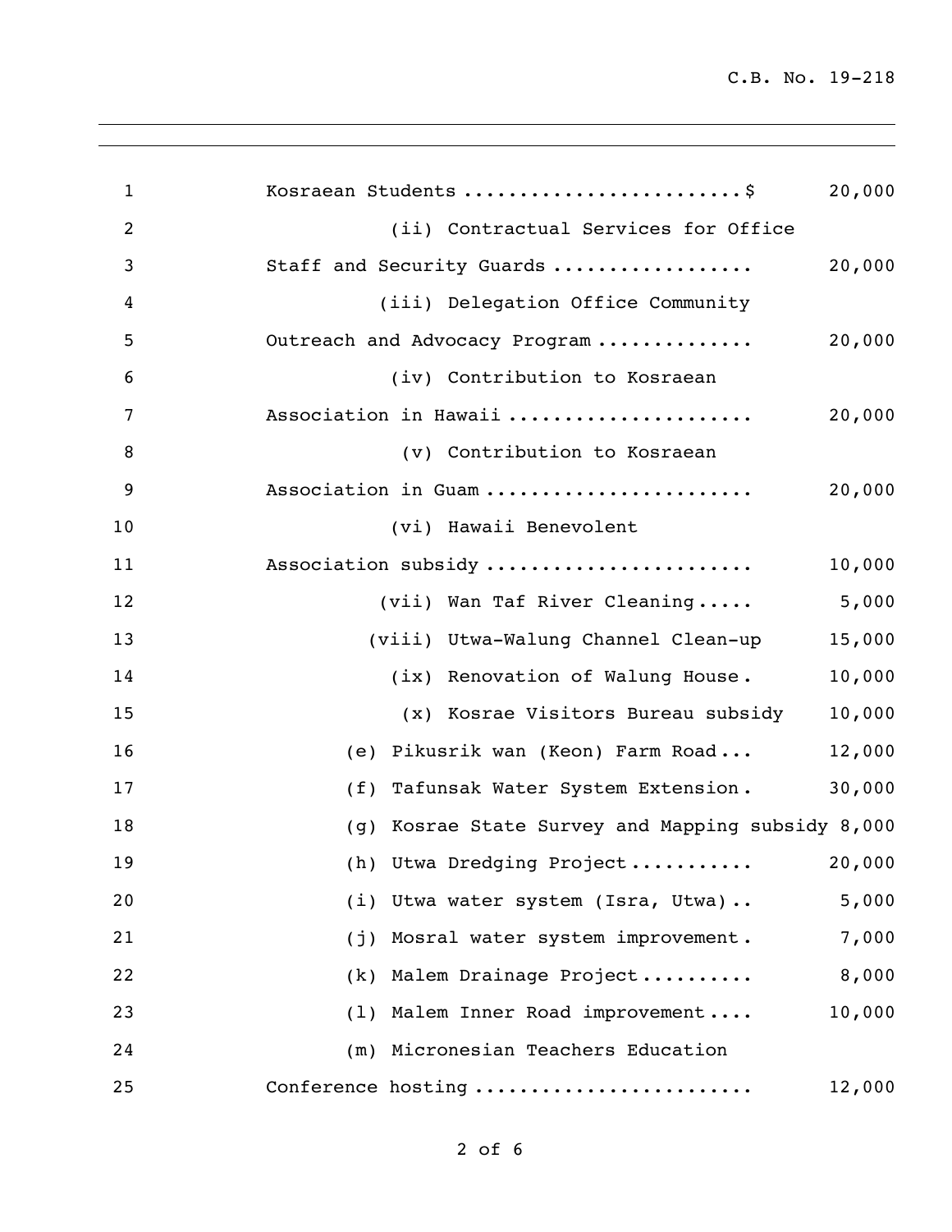Kosraean Students ........................$ 20,000

(ii) Contractual Services for Office Staff and Security Guards ................. 20,000

(iii) Delegation Office Community Outreach and Advocacy Program .............. 20,000

(iv) Contribution to Kosraean Association in Hawaii ..................... 20,000

(v) Contribution to Kosraean Association in Guam ....................... 20,000

(vi) Hawaii Benevolent Association subsidy ....................... 10,000

(vii) Wan Taf River Cleaning..... 5,000

(viii) Utwa-Walung Channel Clean-up 15,000

(ix) Renovation of Walung House. 10,000

(x) Kosrae Visitors Bureau subsidy 10,000

(e) Pikusrik wan (Keon) Farm Road... 12,000

(f) Tafunsak Water System Extension. 30,000

(g) Kosrae State Survey and Mapping subsidy 8,000

(h) Utwa Dredging Project.......... 20,000

(i) Utwa water system (Isra, Utwa).. 5,000

(j) Mosral water system improvement. 7,000

(k) Malem Drainage Project.......... 8,000

(l) Malem Inner Road improvement.... 10,000

(m) Micronesian Teachers Education Conference hosting ....................... 12,000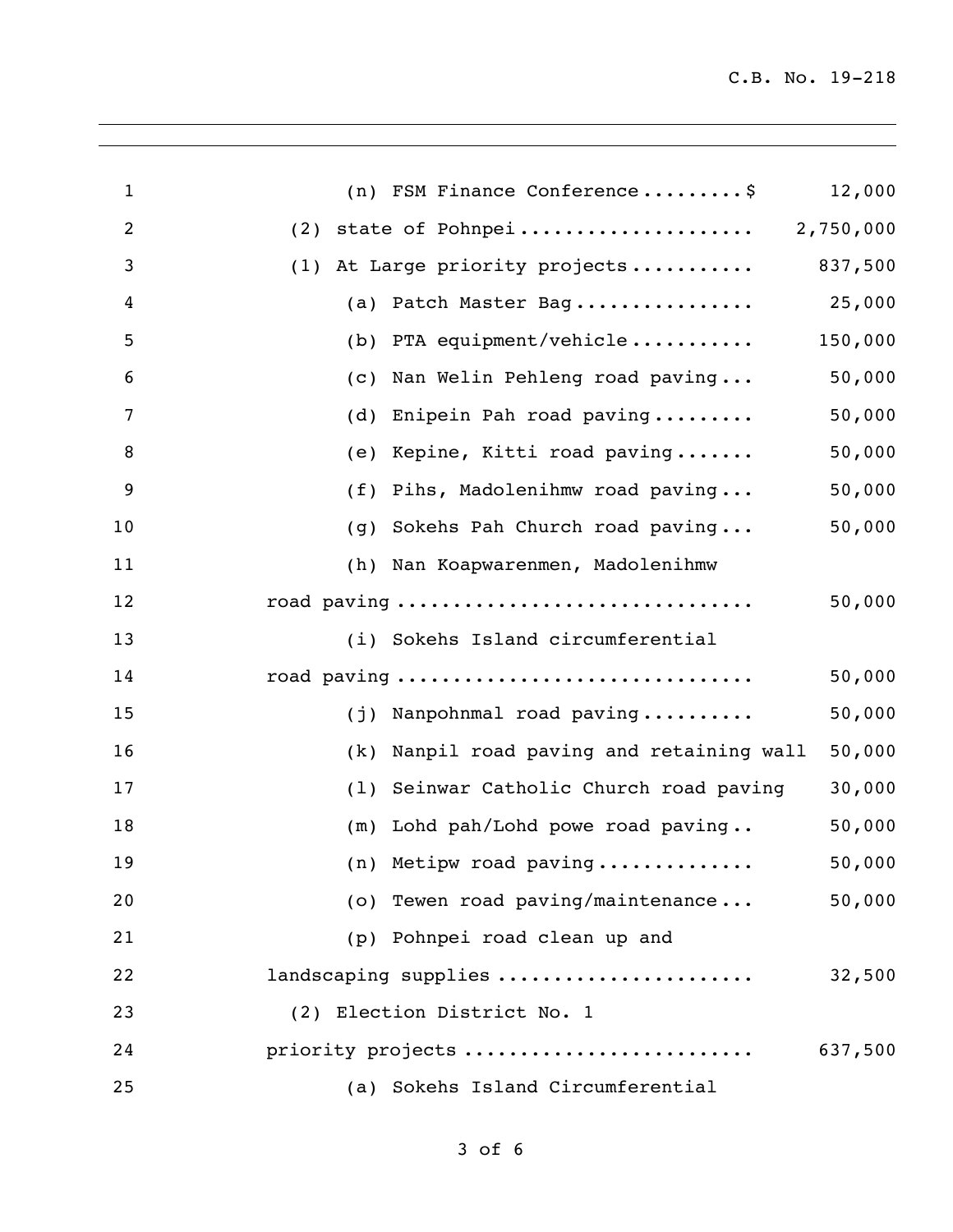(n) FSM Finance Conference.........$ 12,000

(2) state of Pohnpei.................... 2,750,000

(1) At Large priority projects........... 837,500

(a) Patch Master Bag................ 25,000

(b) PTA equipment/vehicle........... 150,000

(c) Nan Welin Pehleng road paving... 50,000

(d) Enipein Pah road paving......... 50,000

(e) Kepine, Kitti road paving....... 50,000

(f) Pihs, Madolenihmw road paving... 50,000

(g) Sokehs Pah Church road paving... 50,000

(h) Nan Koapwarenmen, Madolenihmw road paving.............................. 50,000

(i) Sokehs Island circumferential road paving.............................. 50,000

(j) Nanpohnmal road paving.......... 50,000

(k) Nanpil road paving and retaining wall 50,000

(l) Seinwar Catholic Church road paving 30,000

(m) Lohd pah/Lohd powe road paving.. 50,000

(n) Metipw road paving............. 50,000

(o) Tewen road paving/maintenance... 50,000

(p) Pohnpei road clean up and landscaping supplies...................... 32,500

(2) Election District No. 1 priority projects........................ 637,500

(a) Sokehs Island Circumferential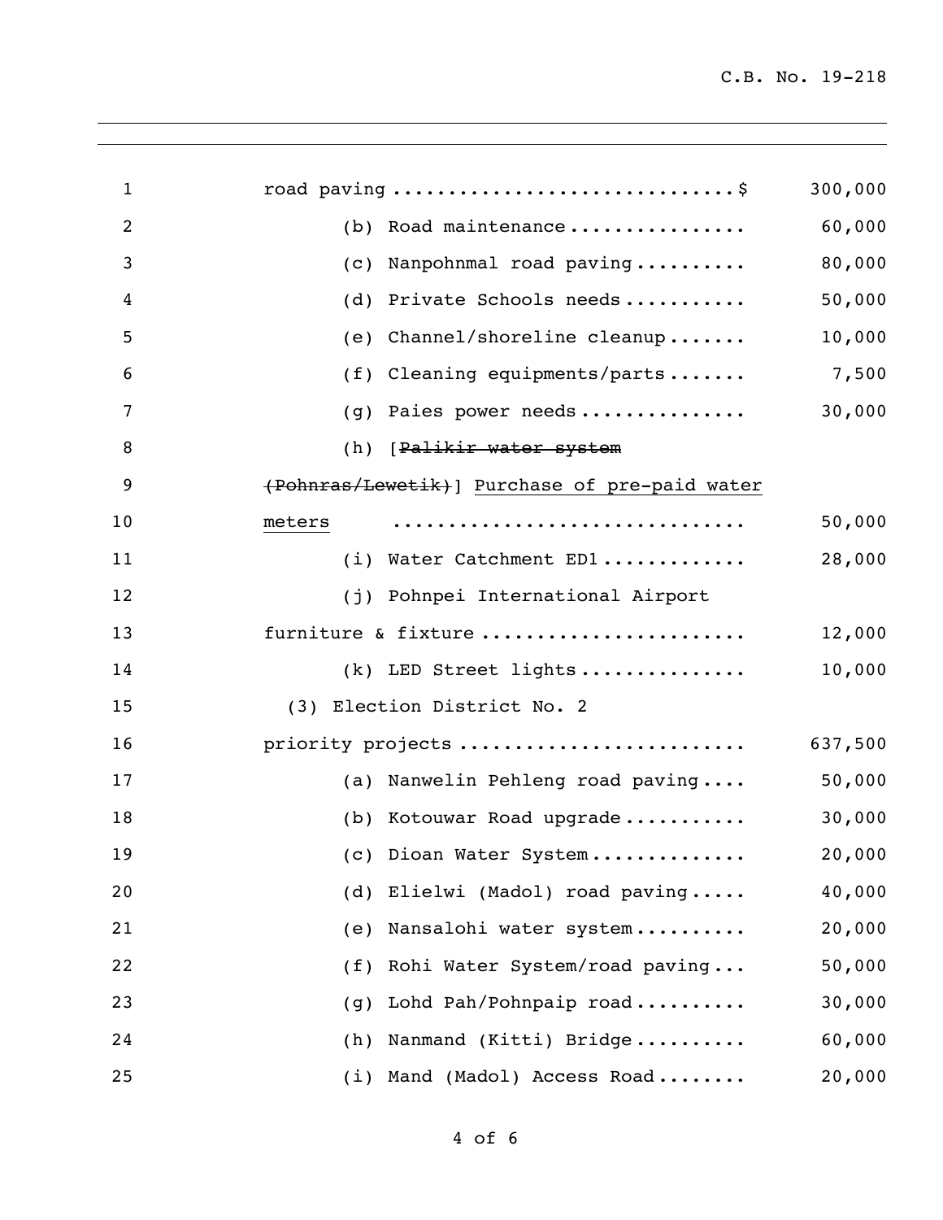road paving ............................$ 300,000

(b) Road maintenance ................ 60,000

(c) Nanpohnmal road paving .......... 80,000

(d) Private Schools needs ........... 50,000

(e) Channel/shoreline cleanup ....... 10,000

(f) Cleaning equipments/parts ....... 7,500

(g) Paies power needs ............... 30,000

(h) [~~Palikir water system (Pohnras/Lewetik)~~] <u>Purchase of pre-paid water meters</u> ............................... 50,000

(i) Water Catchment ED1 ............. 28,000

(j) Pohnpei International Airport furniture & fixture ....................... 12,000

(k) LED Street lights ............... 10,000

(3) Election District No. 2 priority projects ......................... 637,500

(a) Nanwelin Pehleng road paving .... 50,000

(b) Kotouwar Road upgrade ........... 30,000

(c) Dioan Water System .............. 20,000

(d) Elielwi (Madol) road paving ..... 40,000

(e) Nansalohi water system .......... 20,000

(f) Rohi Water System/road paving ... 50,000

(g) Lohd Pah/Pohnpaip road .......... 30,000

(h) Nanmand (Kitti) Bridge .......... 60,000

(i) Mand (Madol) Access Road ........ 20,000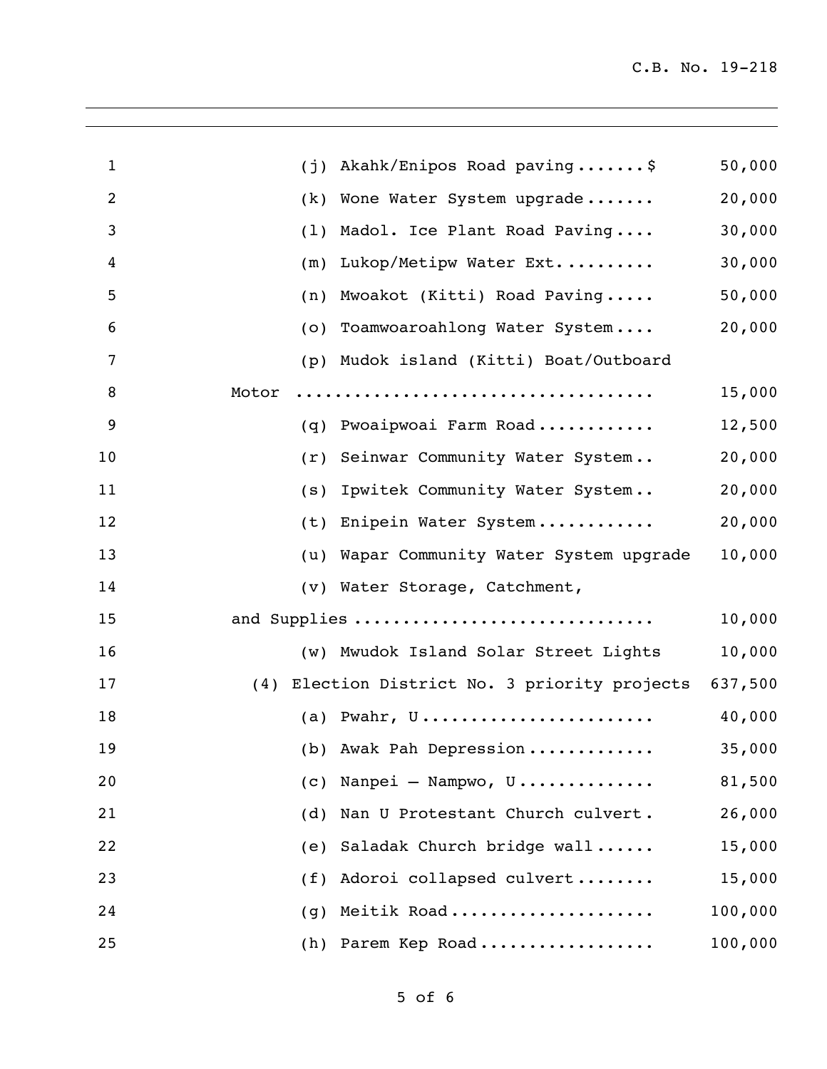| | | |
|---|---|---|
| 1 | (j) Akahk/Enipos Road paving.......$ | 50,000 |
| 2 | (k) Wone Water System upgrade....... | 20,000 |
| 3 | (l) Madol. Ice Plant Road Paving.... | 30,000 |
| 4 | (m) Lukop/Metipw Water Ext.......... | 30,000 |
| 5 | (n) Mwoakot (Kitti) Road Paving..... | 50,000 |
| 6 | (o) Toamwoaroahlong Water System.... | 20,000 |
| 7 | (p) Mudok island (Kitti) Boat/Outboard | |
| 8 | Motor .................................. | 15,000 |
| 9 | (q) Pwoaipwoai Farm Road............ | 12,500 |
| 10 | (r) Seinwar Community Water System.. | 20,000 |
| 11 | (s) Ipwitek Community Water System.. | 20,000 |
| 12 | (t) Enipein Water System............ | 20,000 |
| 13 | (u) Wapar Community Water System upgrade | 10,000 |
| 14 | (v) Water Storage, Catchment, | |
| 15 | and Supplies ............................ | 10,000 |
| 16 | (w) Mwudok Island Solar Street Lights | 10,000 |
| 17 | (4) Election District No. 3 priority projects | 637,500 |
| 18 | (a) Pwahr, U........................ | 40,000 |
| 19 | (b) Awak Pah Depression............. | 35,000 |
| 20 | (c) Nanpei – Nampwo, U.............. | 81,500 |
| 21 | (d) Nan U Protestant Church culvert. | 26,000 |
| 22 | (e) Saladak Church bridge wall...... | 15,000 |
| 23 | (f) Adoroi collapsed culvert........ | 15,000 |
| 24 | (g) Meitik Road..................... | 100,000 |
| 25 | (h) Parem Kep Road.................. | 100,000 |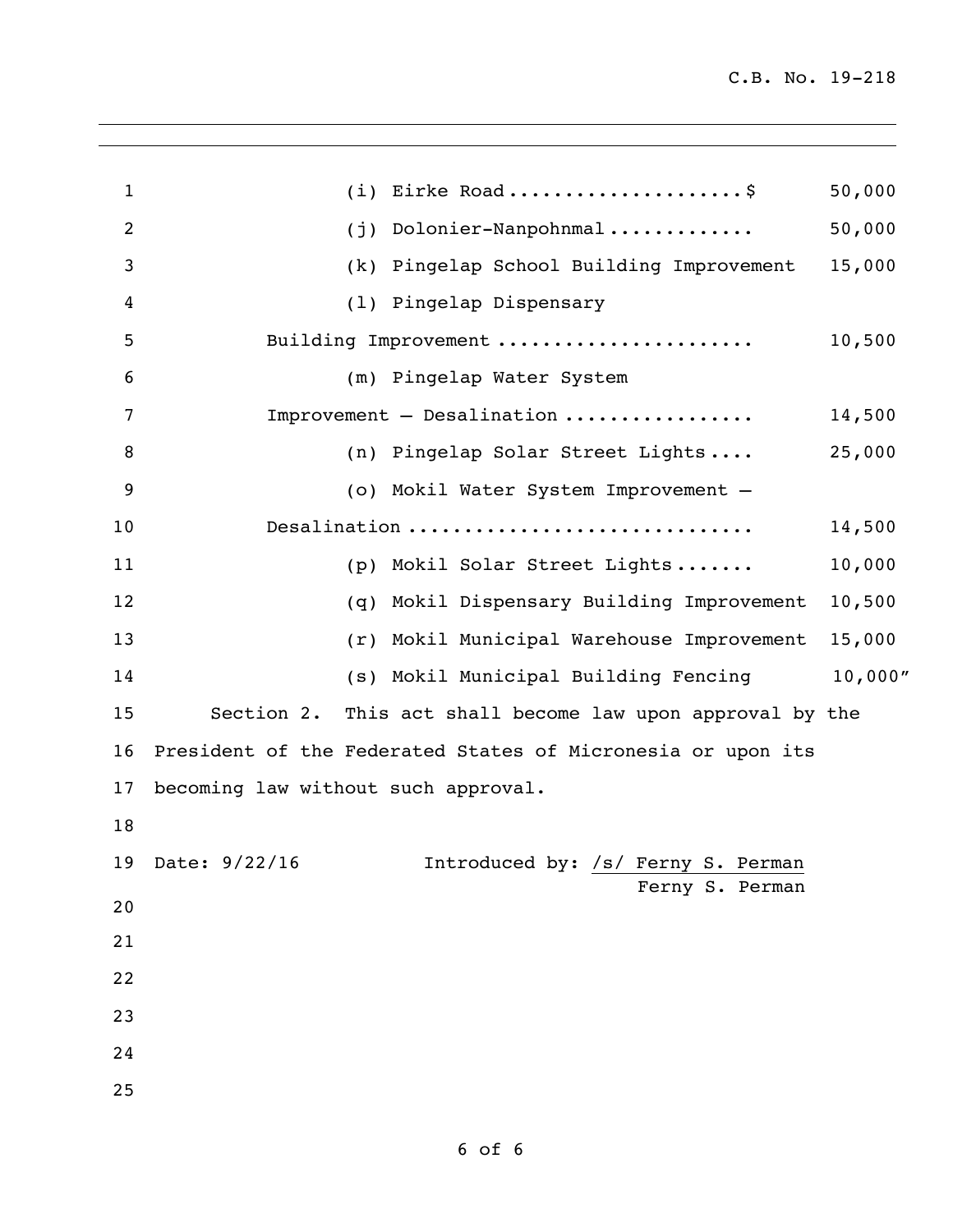(i) Eirke Road....................$ 50,000

(j) Dolonier-Nanpohnmal............ 50,000

(k) Pingelap School Building Improvement 15,000

(l) Pingelap Dispensary Building Improvement ...................... 10,500

(m) Pingelap Water System Improvement – Desalination ................ 14,500

(n) Pingelap Solar Street Lights.... 25,000

(o) Mokil Water System Improvement – Desalination .............................. 14,500

(p) Mokil Solar Street Lights....... 10,000

(q) Mokil Dispensary Building Improvement 10,500

(r) Mokil Municipal Warehouse Improvement 15,000

(s) Mokil Municipal Building Fencing 10,000"

Section 2. This act shall become law upon approval by the President of the Federated States of Micronesia or upon its becoming law without such approval.

Date: 9/22/16 Introduced by: /s/ Ferny S. Perman
Ferny S. Perman